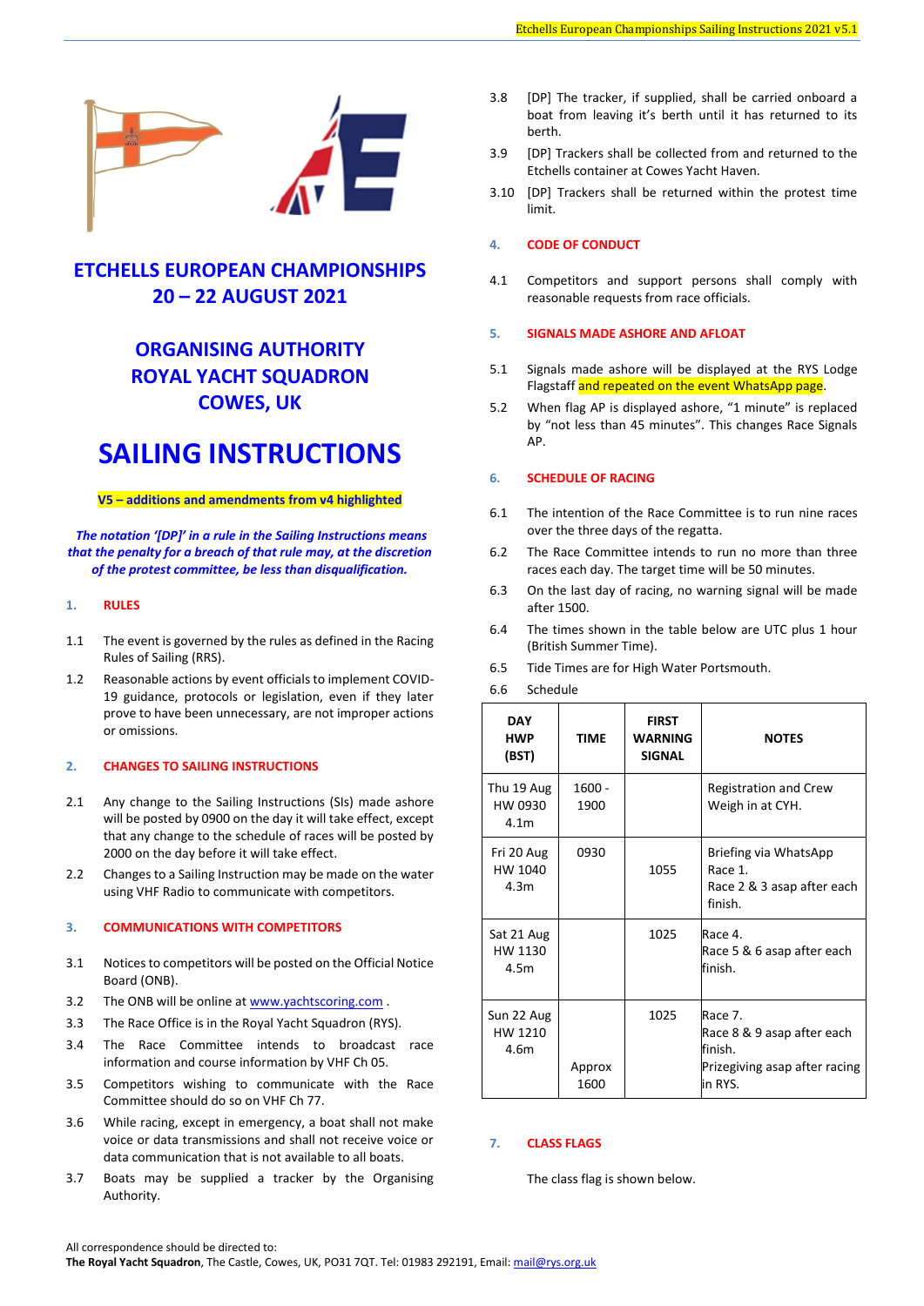# ETCHELLS EUROPEAN CHAMPIONSHIPS 20 – 22 AUGUST 2021

## ORGANISING AUTHORITY ROYAL YACHT SQUADRON COWES, UK

# SAILING INSTRUCTIONS

**V5 – additions and amendments from v4 highlighted**

***The notation '[DP]' in a rule in the Sailing Instructions means that the penalty for a breach of that rule may, at the discretion of the protest committee, be less than disqualification.***

### 1. RULES

1.1 The event is governed by the rules as defined in the Racing Rules of Sailing (RRS).

1.2 Reasonable actions by event officials to implement COVID-19 guidance, protocols or legislation, even if they later prove to have been unnecessary, are not improper actions or omissions.

### 2. CHANGES TO SAILING INSTRUCTIONS

2.1 Any change to the Sailing Instructions (SIs) made ashore will be posted by 0900 on the day it will take effect, except that any change to the schedule of races will be posted by 2000 on the day before it will take effect.

2.2 Changes to a Sailing Instruction may be made on the water using VHF Radio to communicate with competitors.

### 3. COMMUNICATIONS WITH COMPETITORS

3.1 Notices to competitors will be posted on the Official Notice Board (ONB).

3.2 The ONB will be online at www.yachtscoring.com .

3.3 The Race Office is in the Royal Yacht Squadron (RYS).

3.4 The Race Committee intends to broadcast race information and course information by VHF Ch 05.

3.5 Competitors wishing to communicate with the Race Committee should do so on VHF Ch 77.

3.6 While racing, except in emergency, a boat shall not make voice or data transmissions and shall not receive voice or data communication that is not available to all boats.

3.7 Boats may be supplied a tracker by the Organising Authority.

3.8 [DP] The tracker, if supplied, shall be carried onboard a boat from leaving it's berth until it has returned to its berth.

3.9 [DP] Trackers shall be collected from and returned to the Etchells container at Cowes Yacht Haven.

3.10 [DP] Trackers shall be returned within the protest time limit.

### 4. CODE OF CONDUCT

4.1 Competitors and support persons shall comply with reasonable requests from race officials.

### 5. SIGNALS MADE ASHORE AND AFLOAT

5.1 Signals made ashore will be displayed at the RYS Lodge Flagstaff and repeated on the event WhatsApp page.

5.2 When flag AP is displayed ashore, "1 minute" is replaced by "not less than 45 minutes". This changes Race Signals AP.

### 6. SCHEDULE OF RACING

6.1 The intention of the Race Committee is to run nine races over the three days of the regatta.

6.2 The Race Committee intends to run no more than three races each day. The target time will be 50 minutes.

6.3 On the last day of racing, no warning signal will be made after 1500.

6.4 The times shown in the table below are UTC plus 1 hour (British Summer Time).

6.5 Tide Times are for High Water Portsmouth.

6.6 Schedule

| DAY HWP (BST) | TIME | FIRST WARNING SIGNAL | NOTES |
|---|---|---|---|
| Thu 19 Aug HW 0930 4.1m | 1600 - 1900 | | Registration and Crew Weigh in at CYH. |
| Fri 20 Aug HW 1040 4.3m | 0930 | 1055 | Briefing via WhatsApp Race 1. Race 2 & 3 asap after each finish. |
| Sat 21 Aug HW 1130 4.5m | | 1025 | Race 4. Race 5 & 6 asap after each finish. |
| Sun 22 Aug HW 1210 4.6m | Approx 1600 | 1025 | Race 7. Race 8 & 9 asap after each finish. Prizegiving asap after racing in RYS. |

### 7. CLASS FLAGS

The class flag is shown below.

All correspondence should be directed to:
**The Royal Yacht Squadron**, The Castle, Cowes, UK, PO31 7QT. Tel: 01983 292191, Email: mail@rys.org.uk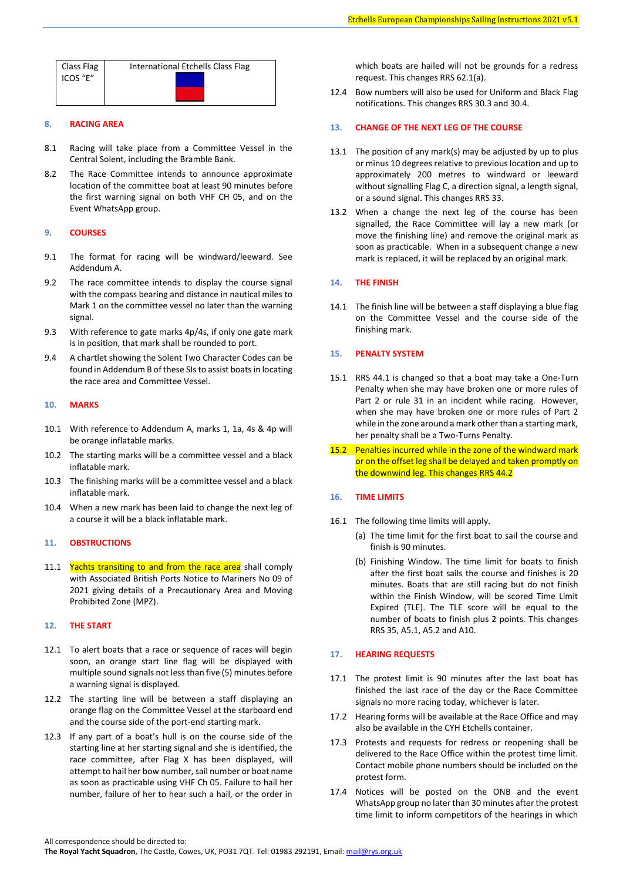| Class Flag ICOS "E" | International Etchells Class Flag |
|---|---|

## 8. RACING AREA

8.1 Racing will take place from a Committee Vessel in the Central Solent, including the Bramble Bank.

8.2 The Race Committee intends to announce approximate location of the committee boat at least 90 minutes before the first warning signal on both VHF CH 05, and on the Event WhatsApp group.

## 9. COURSES

9.1 The format for racing will be windward/leeward. See Addendum A.

9.2 The race committee intends to display the course signal with the compass bearing and distance in nautical miles to Mark 1 on the committee vessel no later than the warning signal.

9.3 With reference to gate marks 4p/4s, if only one gate mark is in position, that mark shall be rounded to port.

9.4 A chartlet showing the Solent Two Character Codes can be found in Addendum B of these SIs to assist boats in locating the race area and Committee Vessel.

## 10. MARKS

10.1 With reference to Addendum A, marks 1, 1a, 4s & 4p will be orange inflatable marks.

10.2 The starting marks will be a committee vessel and a black inflatable mark.

10.3 The finishing marks will be a committee vessel and a black inflatable mark.

10.4 When a new mark has been laid to change the next leg of a course it will be a black inflatable mark.

## 11. OBSTRUCTIONS

11.1 Yachts transiting to and from the race area shall comply with Associated British Ports Notice to Mariners No 09 of 2021 giving details of a Precautionary Area and Moving Prohibited Zone (MPZ).

## 12. THE START

12.1 To alert boats that a race or sequence of races will begin soon, an orange start line flag will be displayed with multiple sound signals not less than five (5) minutes before a warning signal is displayed.

12.2 The starting line will be between a staff displaying an orange flag on the Committee Vessel at the starboard end and the course side of the port-end starting mark.

12.3 If any part of a boat's hull is on the course side of the starting line at her starting signal and she is identified, the race committee, after Flag X has been displayed, will attempt to hail her bow number, sail number or boat name as soon as practicable using VHF Ch 05. Failure to hail her number, failure of her to hear such a hail, or the order in which boats are hailed will not be grounds for a redress request. This changes RRS 62.1(a).

12.4 Bow numbers will also be used for Uniform and Black Flag notifications. This changes RRS 30.3 and 30.4.

## 13. CHANGE OF THE NEXT LEG OF THE COURSE

13.1 The position of any mark(s) may be adjusted by up to plus or minus 10 degrees relative to previous location and up to approximately 200 metres to windward or leeward without signalling Flag C, a direction signal, a length signal, or a sound signal. This changes RRS 33.

13.2 When a change the next leg of the course has been signalled, the Race Committee will lay a new mark (or move the finishing line) and remove the original mark as soon as practicable. When in a subsequent change a new mark is replaced, it will be replaced by an original mark.

## 14. THE FINISH

14.1 The finish line will be between a staff displaying a blue flag on the Committee Vessel and the course side of the finishing mark.

## 15. PENALTY SYSTEM

15.1 RRS 44.1 is changed so that a boat may take a One-Turn Penalty when she may have broken one or more rules of Part 2 or rule 31 in an incident while racing. However, when she may have broken one or more rules of Part 2 while in the zone around a mark other than a starting mark, her penalty shall be a Two-Turns Penalty.

15.2 Penalties incurred while in the zone of the windward mark or on the offset leg shall be delayed and taken promptly on the downwind leg. This changes RRS 44.2

## 16. TIME LIMITS

16.1 The following time limits will apply.

(a) The time limit for the first boat to sail the course and finish is 90 minutes.

(b) Finishing Window. The time limit for boats to finish after the first boat sails the course and finishes is 20 minutes. Boats that are still racing but do not finish within the Finish Window, will be scored Time Limit Expired (TLE). The TLE score will be equal to the number of boats to finish plus 2 points. This changes RRS 35, A5.1, A5.2 and A10.

## 17. HEARING REQUESTS

17.1 The protest limit is 90 minutes after the last boat has finished the last race of the day or the Race Committee signals no more racing today, whichever is later.

17.2 Hearing forms will be available at the Race Office and may also be available in the CYH Etchells container.

17.3 Protests and requests for redress or reopening shall be delivered to the Race Office within the protest time limit. Contact mobile phone numbers should be included on the protest form.

17.4 Notices will be posted on the ONB and the event WhatsApp group no later than 30 minutes after the protest time limit to inform competitors of the hearings in which

All correspondence should be directed to:
**The Royal Yacht Squadron**, The Castle, Cowes, UK, PO31 7QT. Tel: 01983 292191, Email: mail@rys.org.uk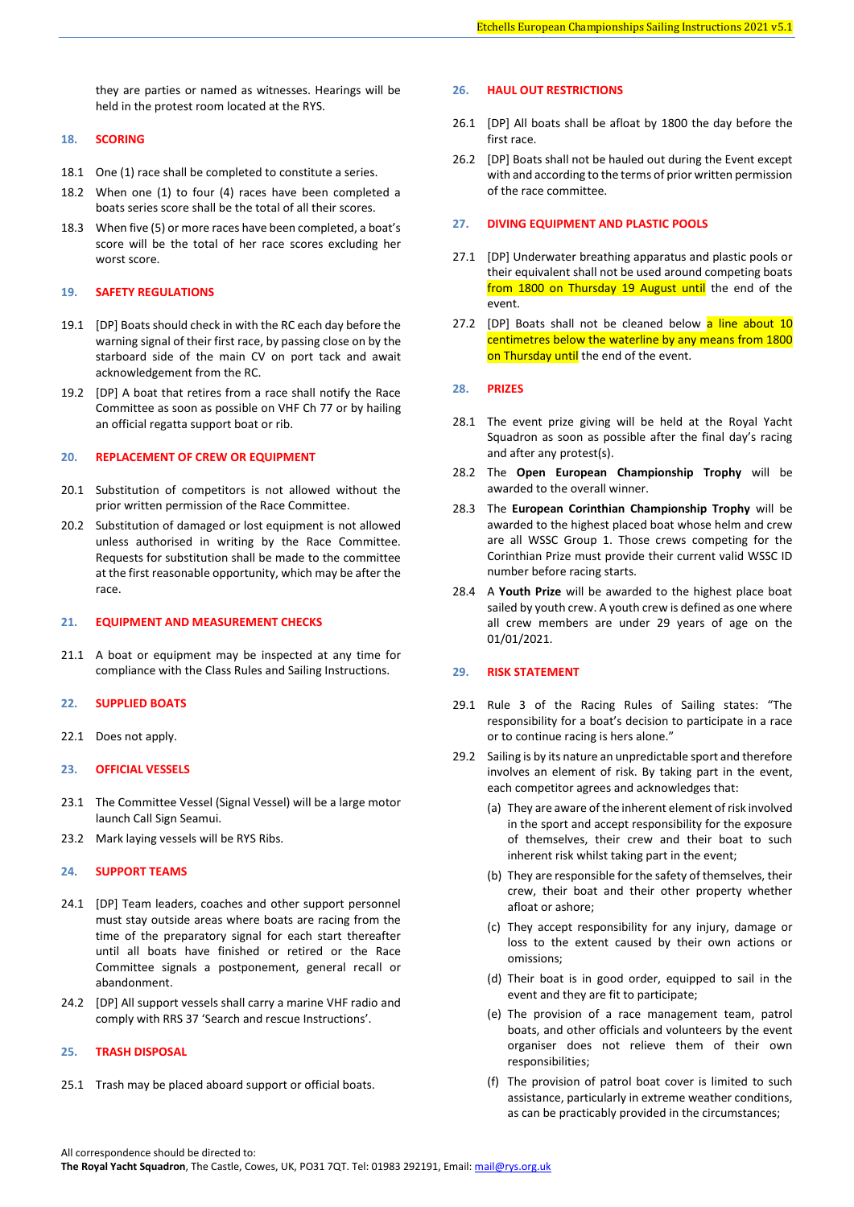they are parties or named as witnesses. Hearings will be held in the protest room located at the RYS.

## 18. SCORING

18.1 One (1) race shall be completed to constitute a series.

18.2 When one (1) to four (4) races have been completed a boats series score shall be the total of all their scores.

18.3 When five (5) or more races have been completed, a boat's score will be the total of her race scores excluding her worst score.

## 19. SAFETY REGULATIONS

19.1 [DP] Boats should check in with the RC each day before the warning signal of their first race, by passing close on by the starboard side of the main CV on port tack and await acknowledgement from the RC.

19.2 [DP] A boat that retires from a race shall notify the Race Committee as soon as possible on VHF Ch 77 or by hailing an official regatta support boat or rib.

## 20. REPLACEMENT OF CREW OR EQUIPMENT

20.1 Substitution of competitors is not allowed without the prior written permission of the Race Committee.

20.2 Substitution of damaged or lost equipment is not allowed unless authorised in writing by the Race Committee. Requests for substitution shall be made to the committee at the first reasonable opportunity, which may be after the race.

## 21. EQUIPMENT AND MEASUREMENT CHECKS

21.1 A boat or equipment may be inspected at any time for compliance with the Class Rules and Sailing Instructions.

## 22. SUPPLIED BOATS

22.1 Does not apply.

## 23. OFFICIAL VESSELS

23.1 The Committee Vessel (Signal Vessel) will be a large motor launch Call Sign Seamui.

23.2 Mark laying vessels will be RYS Ribs.

## 24. SUPPORT TEAMS

24.1 [DP] Team leaders, coaches and other support personnel must stay outside areas where boats are racing from the time of the preparatory signal for each start thereafter until all boats have finished or retired or the Race Committee signals a postponement, general recall or abandonment.

24.2 [DP] All support vessels shall carry a marine VHF radio and comply with RRS 37 'Search and rescue Instructions'.

## 25. TRASH DISPOSAL

25.1 Trash may be placed aboard support or official boats.

## 26. HAUL OUT RESTRICTIONS

26.1 [DP] All boats shall be afloat by 1800 the day before the first race.

26.2 [DP] Boats shall not be hauled out during the Event except with and according to the terms of prior written permission of the race committee.

## 27. DIVING EQUIPMENT AND PLASTIC POOLS

27.1 [DP] Underwater breathing apparatus and plastic pools or their equivalent shall not be used around competing boats from 1800 on Thursday 19 August until the end of the event.

27.2 [DP] Boats shall not be cleaned below a line about 10 centimetres below the waterline by any means from 1800 on Thursday until the end of the event.

## 28. PRIZES

28.1 The event prize giving will be held at the Royal Yacht Squadron as soon as possible after the final day's racing and after any protest(s).

28.2 The **Open European Championship Trophy** will be awarded to the overall winner.

28.3 The **European Corinthian Championship Trophy** will be awarded to the highest placed boat whose helm and crew are all WSSC Group 1. Those crews competing for the Corinthian Prize must provide their current valid WSSC ID number before racing starts.

28.4 A **Youth Prize** will be awarded to the highest place boat sailed by youth crew. A youth crew is defined as one where all crew members are under 29 years of age on the 01/01/2021.

## 29. RISK STATEMENT

29.1 Rule 3 of the Racing Rules of Sailing states: "The responsibility for a boat's decision to participate in a race or to continue racing is hers alone."

29.2 Sailing is by its nature an unpredictable sport and therefore involves an element of risk. By taking part in the event, each competitor agrees and acknowledges that:

(a) They are aware of the inherent element of risk involved in the sport and accept responsibility for the exposure of themselves, their crew and their boat to such inherent risk whilst taking part in the event;

(b) They are responsible for the safety of themselves, their crew, their boat and their other property whether afloat or ashore;

(c) They accept responsibility for any injury, damage or loss to the extent caused by their own actions or omissions;

(d) Their boat is in good order, equipped to sail in the event and they are fit to participate;

(e) The provision of a race management team, patrol boats, and other officials and volunteers by the event organiser does not relieve them of their own responsibilities;

(f) The provision of patrol boat cover is limited to such assistance, particularly in extreme weather conditions, as can be practicably provided in the circumstances;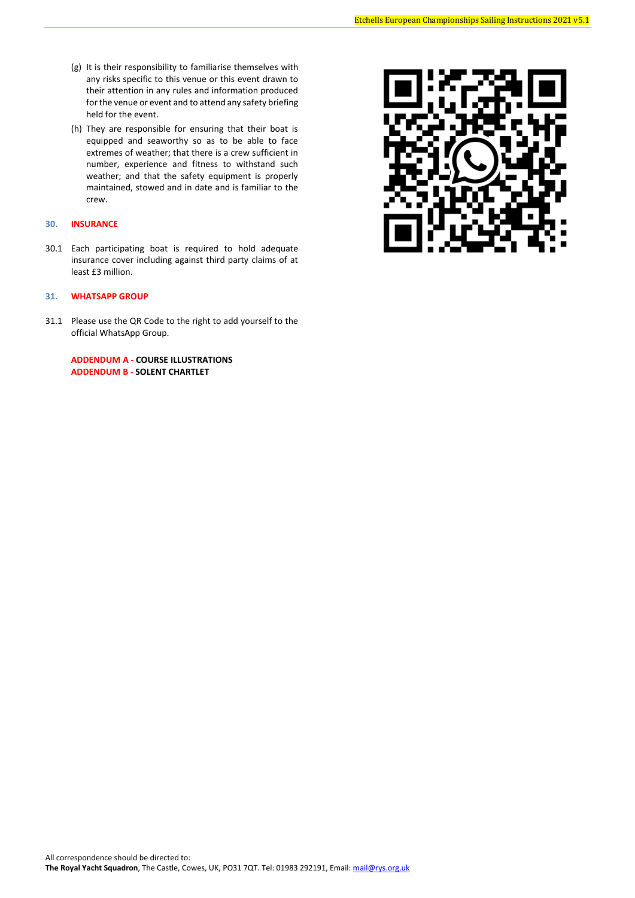(g) It is their responsibility to familiarise themselves with any risks specific to this venue or this event drawn to their attention in any rules and information produced for the venue or event and to attend any safety briefing held for the event.

(h) They are responsible for ensuring that their boat is equipped and seaworthy so as to be able to face extremes of weather; that there is a crew sufficient in number, experience and fitness to withstand such weather; and that the safety equipment is properly maintained, stowed and in date and is familiar to the crew.

## 30. INSURANCE

30.1 Each participating boat is required to hold adequate insurance cover including against third party claims of at least £3 million.

## 31. WHATSAPP GROUP

31.1 Please use the QR Code to the right to add yourself to the official WhatsApp Group.

**ADDENDUM A - COURSE ILLUSTRATIONS**
**ADDENDUM B - SOLENT CHARTLET**

All correspondence should be directed to:
**The Royal Yacht Squadron**, The Castle, Cowes, UK, PO31 7QT. Tel: 01983 292191, Email: mail@rys.org.uk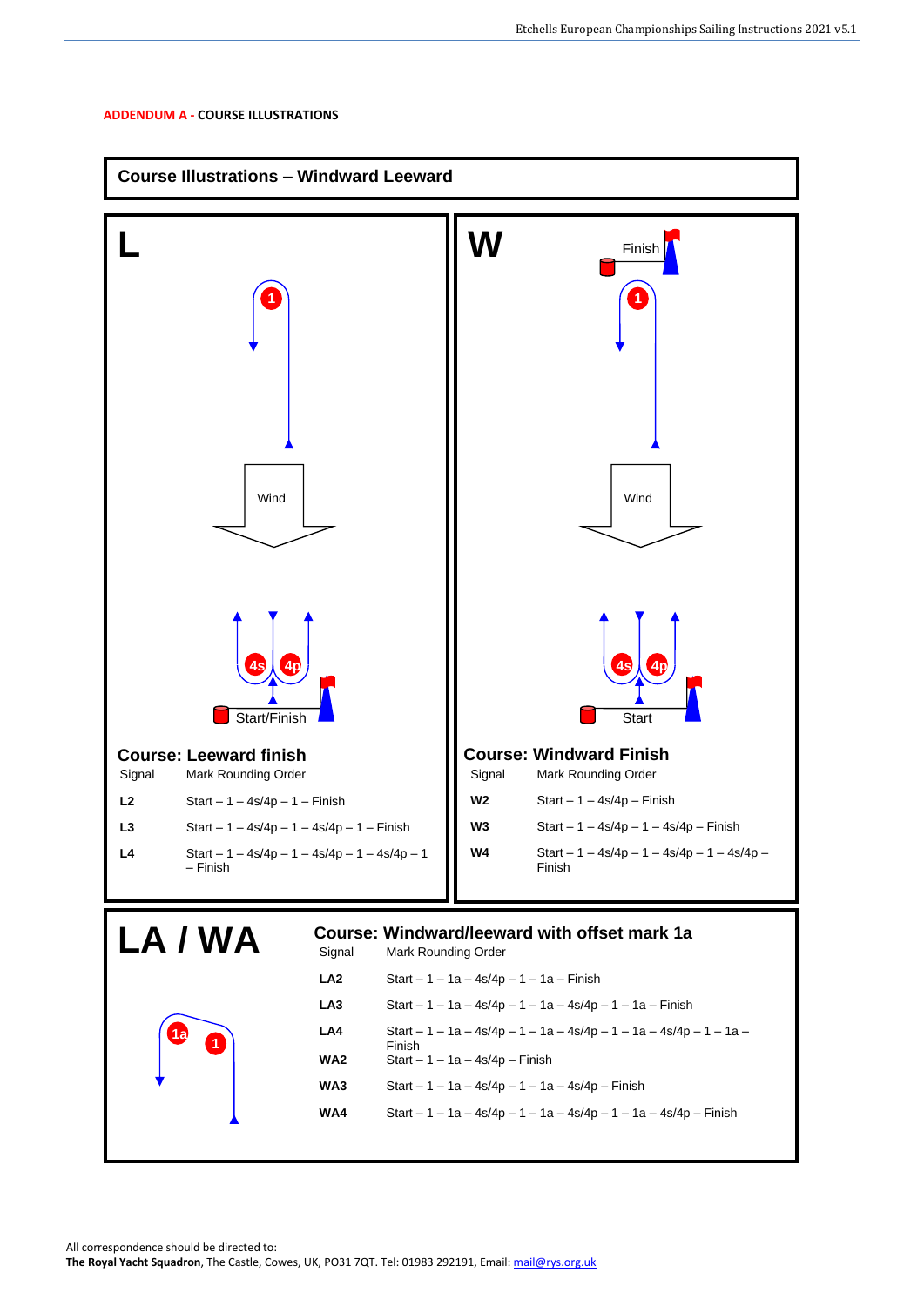ADDENDUM A - COURSE ILLUSTRATIONS

## Course Illustrations – Windward Leeward

### L

Wind

Start/Finish

### Course: Leeward finish

| Signal | Mark Rounding Order |
|---|---|
| **L2** | Start – 1 – 4s/4p – 1 – Finish |
| **L3** | Start – 1 – 4s/4p – 1 – 4s/4p – 1 – Finish |
| **L4** | Start – 1 – 4s/4p – 1 – 4s/4p – 1 – 4s/4p – 1 – Finish |

### W

Finish

Wind

Start

### Course: Windward Finish

| Signal | Mark Rounding Order |
|---|---|
| **W2** | Start – 1 – 4s/4p – Finish |
| **W3** | Start – 1 – 4s/4p – 1 – 4s/4p – Finish |
| **W4** | Start – 1 – 4s/4p – 1 – 4s/4p – 1 – 4s/4p – Finish |

### LA / WA

### Course: Windward/leeward with offset mark 1a

| Signal | Mark Rounding Order |
|---|---|
| **LA2** | Start – 1 – 1a – 4s/4p – 1 – 1a – Finish |
| **LA3** | Start – 1 – 1a – 4s/4p – 1 – 1a – 4s/4p – 1 – 1a – Finish |
| **LA4** | Start – 1 – 1a – 4s/4p – 1 – 1a – 4s/4p – 1 – 1a – 4s/4p – 1 – 1a – Finish |
| **WA2** | Start – 1 – 1a – 4s/4p – Finish |
| **WA3** | Start – 1 – 1a – 4s/4p – 1 – 1a – 4s/4p – Finish |
| **WA4** | Start – 1 – 1a – 4s/4p – 1 – 1a – 4s/4p – 1 – 1a – 4s/4p – Finish |

All correspondence should be directed to:
**The Royal Yacht Squadron**, The Castle, Cowes, UK, PO31 7QT. Tel: 01983 292191, Email: mail@rys.org.uk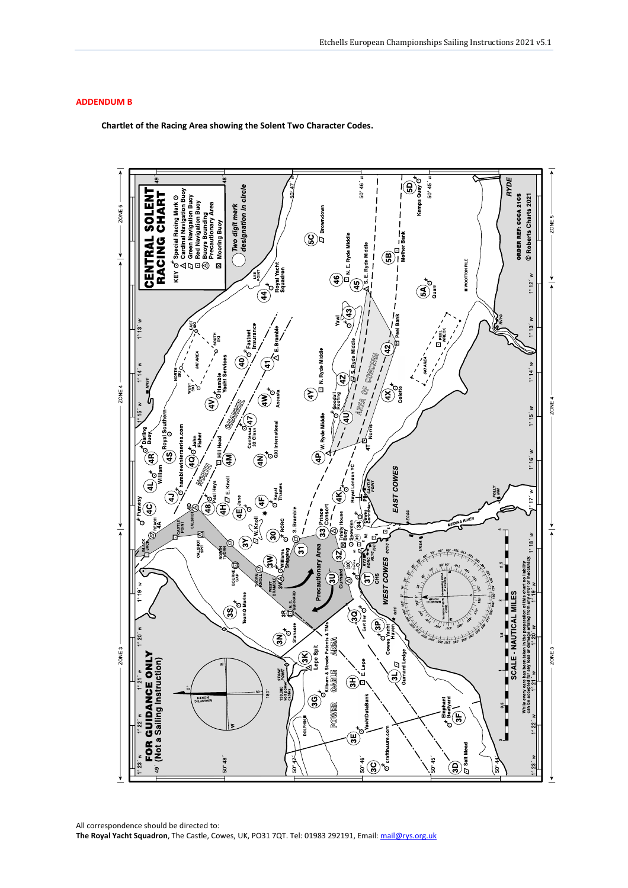## ADDENDUM B

**Chartlet of the Racing Area showing the Solent Two Character Codes.**

CENTRAL SOLENT RACING CHART

KEY
Special Racing Mark
Cardinal Navigation Buoy
Green Navigation Buoy
Red Navigation Buoy
Buoys Bounding Precautionary Area
Mooring Buoy

Two digit mark designation in circle

FOR GUIDANCE ONLY (Not a Sailing Instruction)

ORDER REF: CCCA 21CS
© Roberts Charts 2021

SCALE - NAUTICAL MILES

While every care has been taken in the preparation of this chart no liability can be accepted for any loss or damage arising from any error or inaccuracy.

All correspondence should be directed to:
**The Royal Yacht Squadron**, The Castle, Cowes, UK, PO31 7QT. Tel: 01983 292191, Email: mail@rys.org.uk